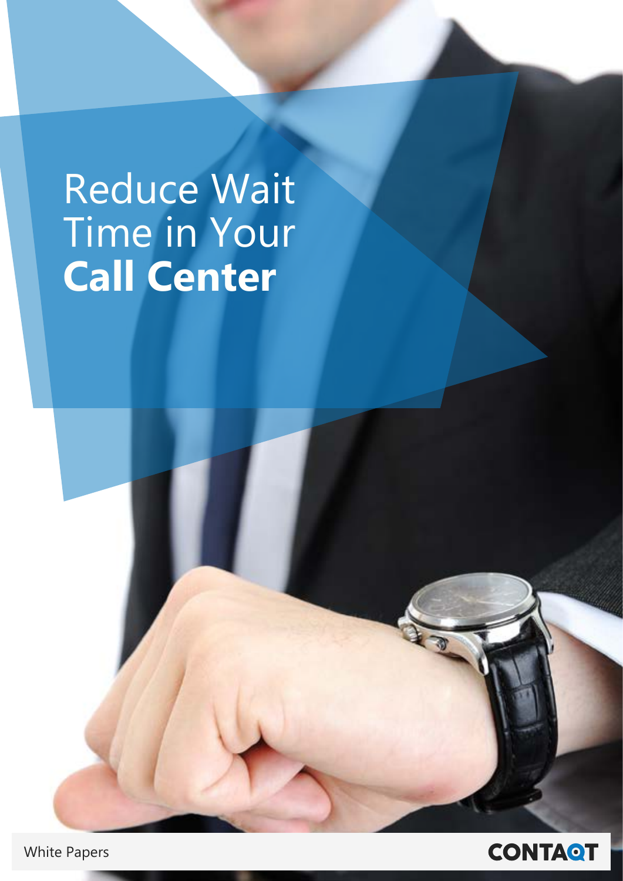# Reduce Wait Time in Your **Call Center**

White Papers

CONTAQT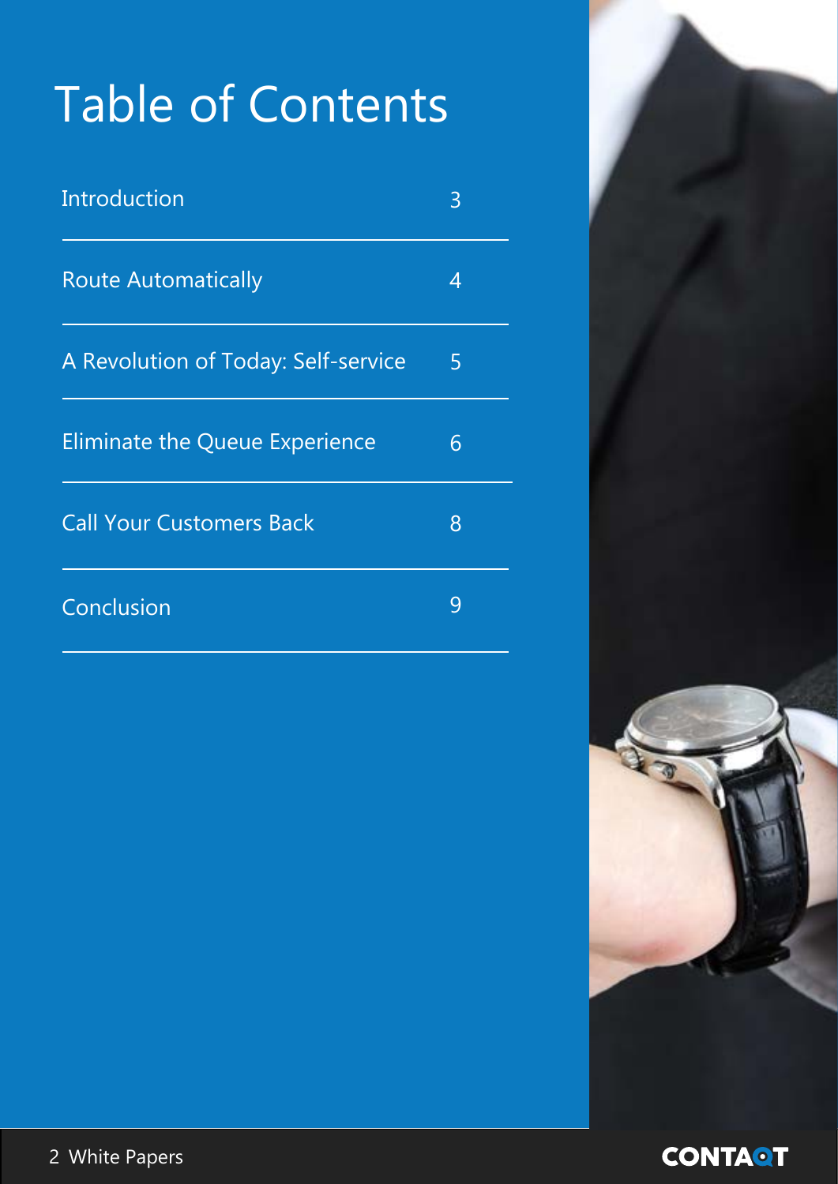# Table of Contents

| | |
|---|---|
| Introduction | 3 |
| Route Automatically | 4 |
| A Revolution of Today: Self-service | 5 |
| Eliminate the Queue Experience | 6 |
| Call Your Customers Back | 8 |
| Conclusion | 9 |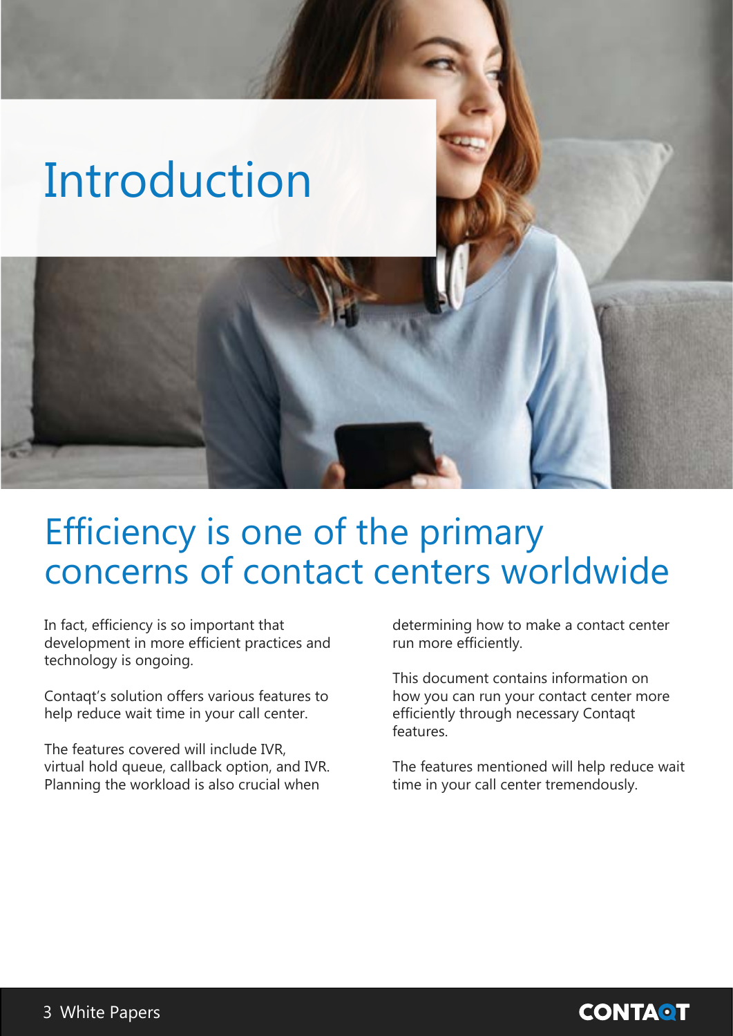# Introduction

## Efficiency is one of the primary concerns of contact centers worldwide

In fact, efficiency is so important that development in more efficient practices and technology is ongoing.

Contaqt's solution offers various features to help reduce wait time in your call center.

The features covered will include IVR, virtual hold queue, callback option, and IVR. Planning the workload is also crucial when determining how to make a contact center run more efficiently.

This document contains information on how you can run your contact center more efficiently through necessary Contaqt features.

The features mentioned will help reduce wait time in your call center tremendously.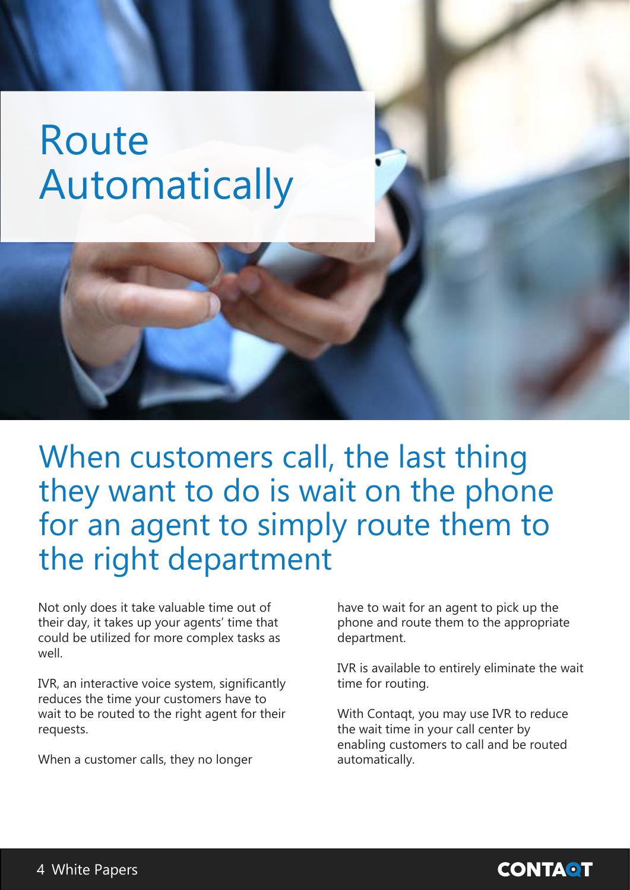# Route Automatically

## When customers call, the last thing they want to do is wait on the phone for an agent to simply route them to the right department

Not only does it take valuable time out of their day, it takes up your agents' time that could be utilized for more complex tasks as well.

IVR, an interactive voice system, significantly reduces the time your customers have to wait to be routed to the right agent for their requests.

When a customer calls, they no longer have to wait for an agent to pick up the phone and route them to the appropriate department.

IVR is available to entirely eliminate the wait time for routing.

With Contaqt, you may use IVR to reduce the wait time in your call center by enabling customers to call and be routed automatically.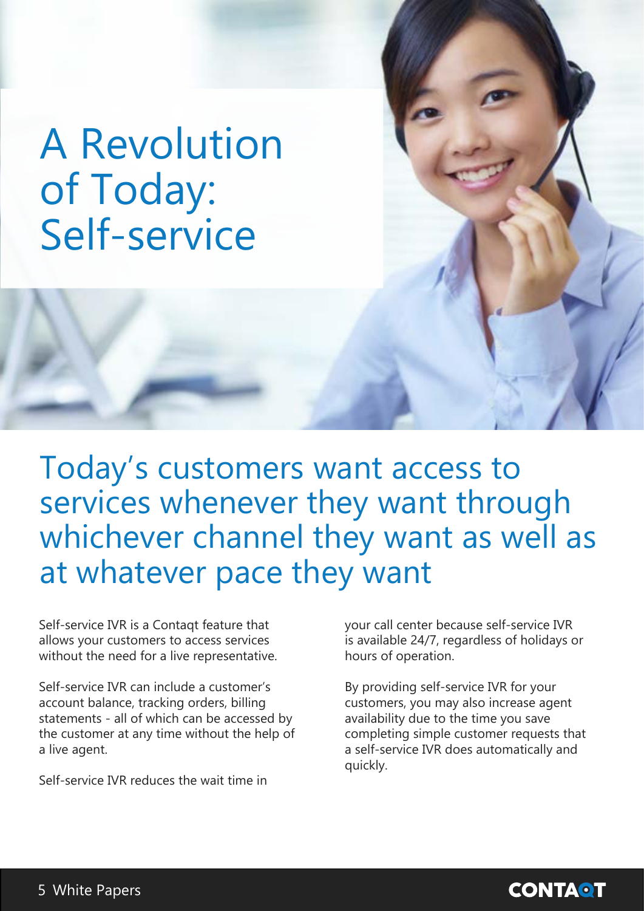# A Revolution of Today: Self-service

## Today's customers want access to services whenever they want through whichever channel they want as well as at whatever pace they want

Self-service IVR is a Contaqt feature that allows your customers to access services without the need for a live representative.

Self-service IVR can include a customer's account balance, tracking orders, billing statements - all of which can be accessed by the customer at any time without the help of a live agent.

Self-service IVR reduces the wait time in your call center because self-service IVR is available 24/7, regardless of holidays or hours of operation.

By providing self-service IVR for your customers, you may also increase agent availability due to the time you save completing simple customer requests that a self-service IVR does automatically and quickly.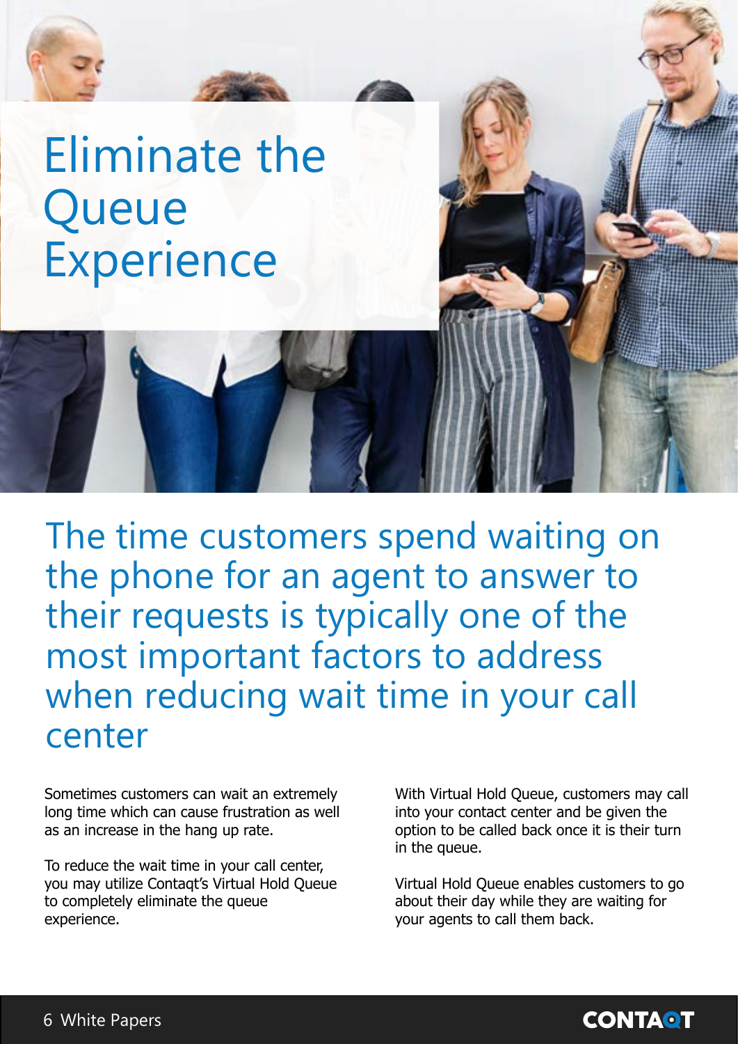# Eliminate the Queue Experience

## The time customers spend waiting on the phone for an agent to answer to their requests is typically one of the most important factors to address when reducing wait time in your call center

Sometimes customers can wait an extremely long time which can cause frustration as well as an increase in the hang up rate.

To reduce the wait time in your call center, you may utilize Contaqt's Virtual Hold Queue to completely eliminate the queue experience.

With Virtual Hold Queue, customers may call into your contact center and be given the option to be called back once it is their turn in the queue.

Virtual Hold Queue enables customers to go about their day while they are waiting for your agents to call them back.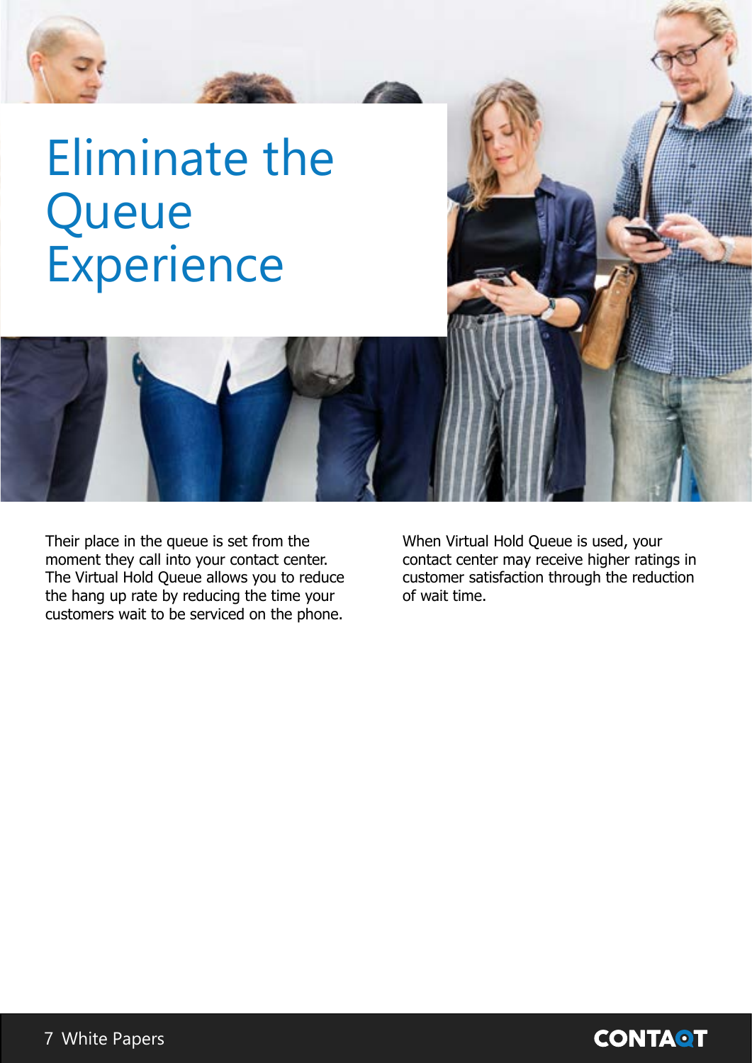# Eliminate the Queue Experience

Their place in the queue is set from the moment they call into your contact center. The Virtual Hold Queue allows you to reduce the hang up rate by reducing the time your customers wait to be serviced on the phone.

When Virtual Hold Queue is used, your contact center may receive higher ratings in customer satisfaction through the reduction of wait time.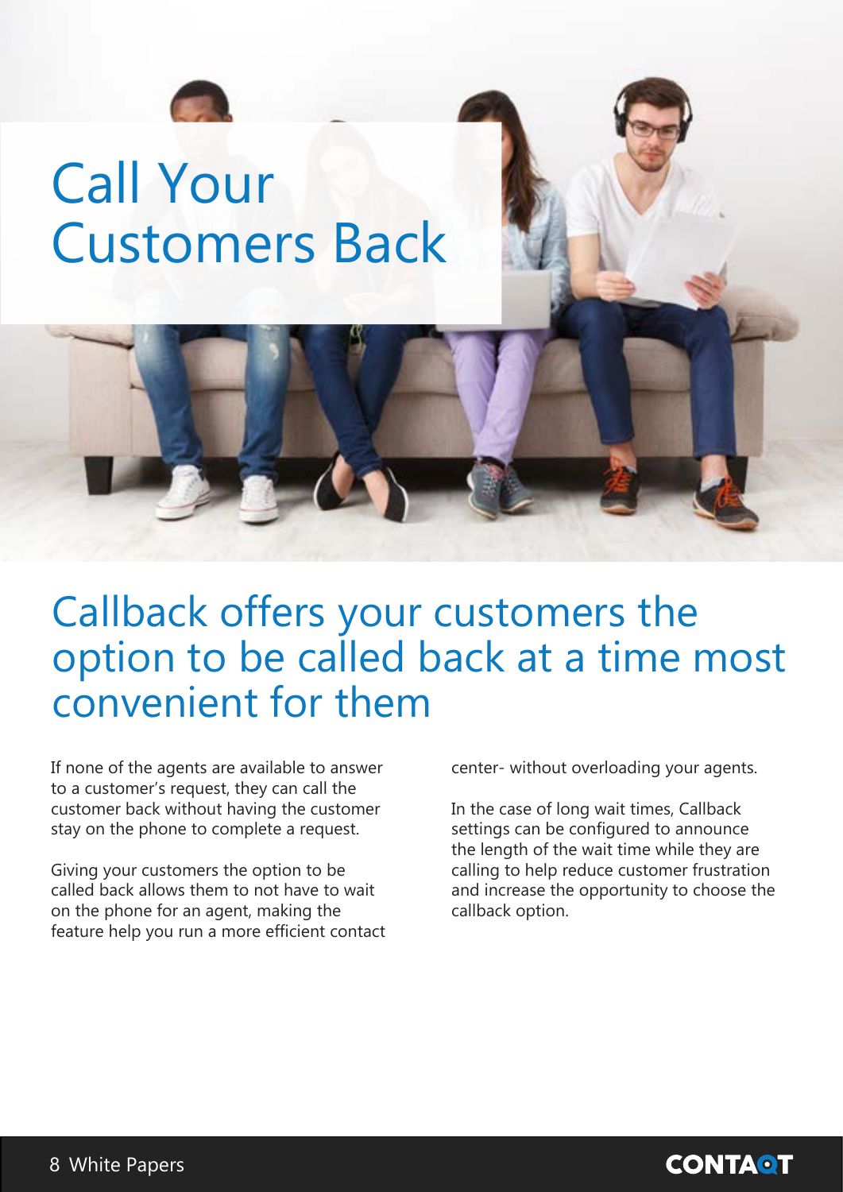# Call Your Customers Back

## Callback offers your customers the option to be called back at a time most convenient for them

If none of the agents are available to answer to a customer's request, they can call the customer back without having the customer stay on the phone to complete a request.

Giving your customers the option to be called back allows them to not have to wait on the phone for an agent, making the feature help you run a more efficient contact center- without overloading your agents.

In the case of long wait times, Callback settings can be configured to announce the length of the wait time while they are calling to help reduce customer frustration and increase the opportunity to choose the callback option.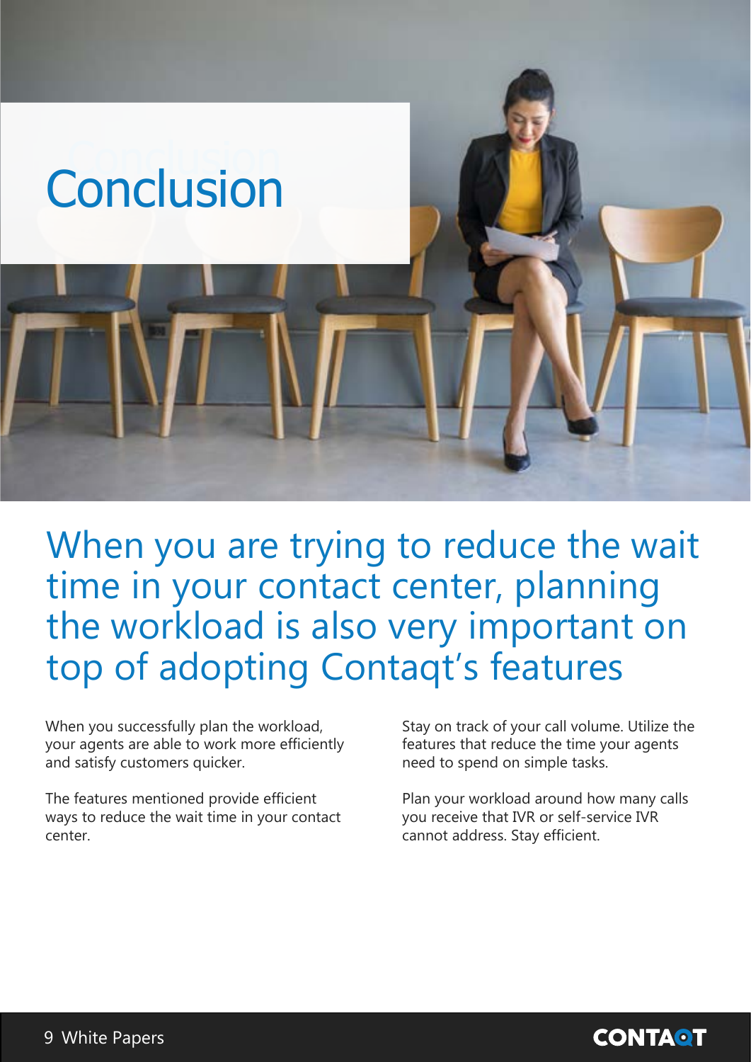# Conclusion

## When you are trying to reduce the wait time in your contact center, planning the workload is also very important on top of adopting Contaqt's features

When you successfully plan the workload, your agents are able to work more efficiently and satisfy customers quicker.

The features mentioned provide efficient ways to reduce the wait time in your contact center.

Stay on track of your call volume. Utilize the features that reduce the time your agents need to spend on simple tasks.

Plan your workload around how many calls you receive that IVR or self-service IVR cannot address. Stay efficient.